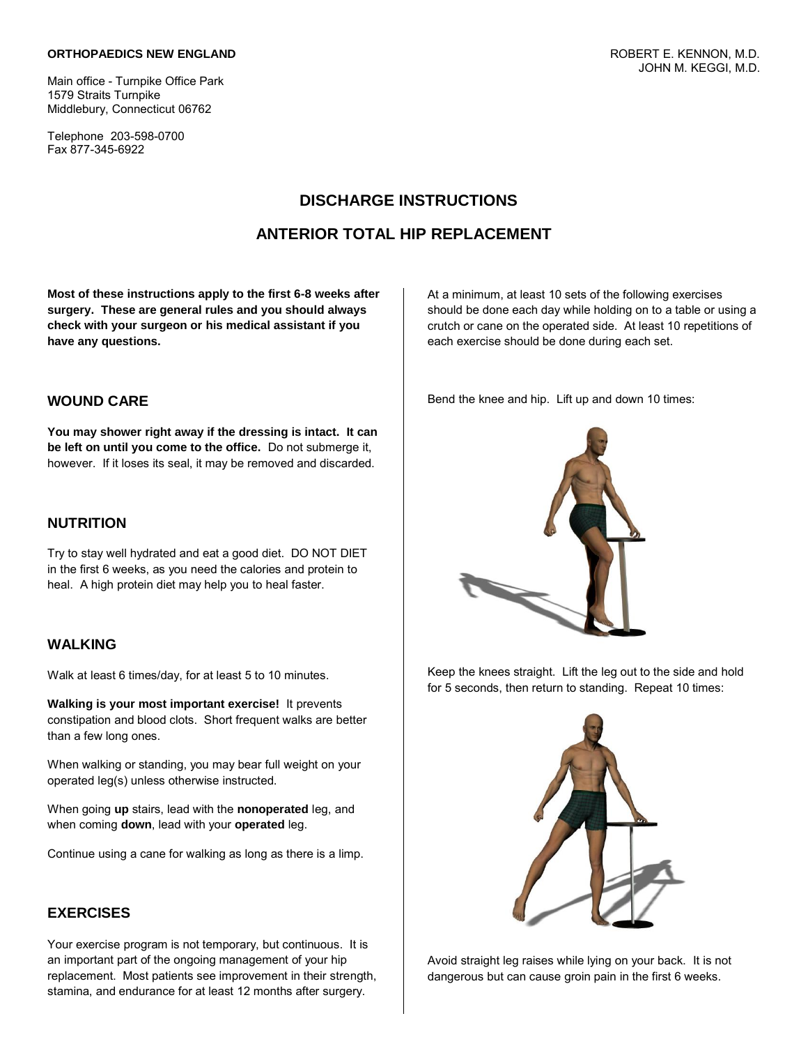**ORTHOPAEDICS NEW ENGLAND**

Main office - Turnpike Office Park
1579 Straits Turnpike
Middlebury, Connecticut 06762

Telephone 203-598-0700
Fax 877-345-6922

ROBERT E. KENNON, M.D.
JOHN M. KEGGI, M.D.

# DISCHARGE INSTRUCTIONS

# ANTERIOR TOTAL HIP REPLACEMENT

**Most of these instructions apply to the first 6-8 weeks after surgery. These are general rules and you should always check with your surgeon or his medical assistant if you have any questions.**

## WOUND CARE

**You may shower right away if the dressing is intact. It can be left on until you come to the office.** Do not submerge it, however. If it loses its seal, it may be removed and discarded.

## NUTRITION

Try to stay well hydrated and eat a good diet. DO NOT DIET in the first 6 weeks, as you need the calories and protein to heal. A high protein diet may help you to heal faster.

## WALKING

Walk at least 6 times/day, for at least 5 to 10 minutes.

**Walking is your most important exercise!** It prevents constipation and blood clots. Short frequent walks are better than a few long ones.

When walking or standing, you may bear full weight on your operated leg(s) unless otherwise instructed.

When going **up** stairs, lead with the **nonoperated** leg, and when coming **down**, lead with your **operated** leg.

Continue using a cane for walking as long as there is a limp.

## EXERCISES

Your exercise program is not temporary, but continuous. It is an important part of the ongoing management of your hip replacement. Most patients see improvement in their strength, stamina, and endurance for at least 12 months after surgery.

At a minimum, at least 10 sets of the following exercises should be done each day while holding on to a table or using a crutch or cane on the operated side. At least 10 repetitions of each exercise should be done during each set.

Bend the knee and hip. Lift up and down 10 times:

Keep the knees straight. Lift the leg out to the side and hold for 5 seconds, then return to standing. Repeat 10 times:

Avoid straight leg raises while lying on your back. It is not dangerous but can cause groin pain in the first 6 weeks.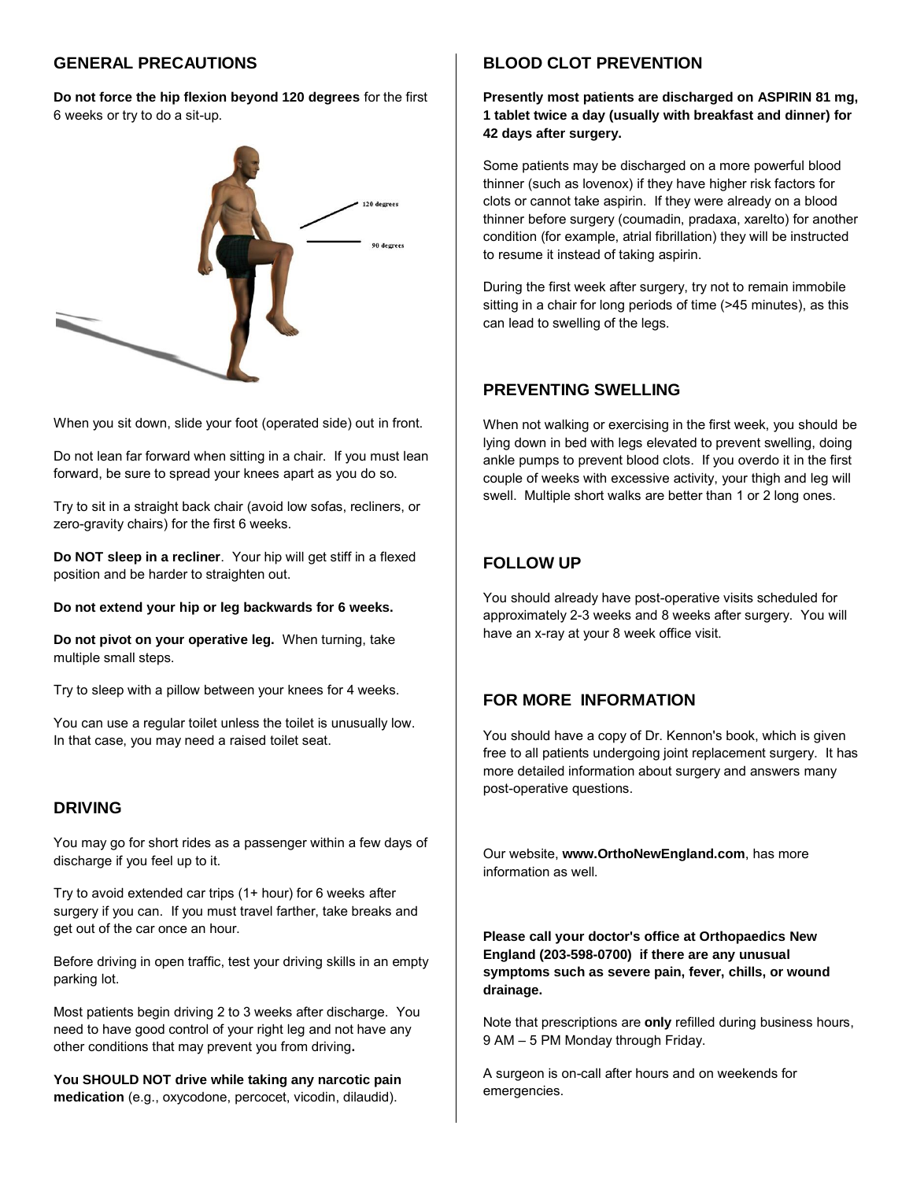## GENERAL PRECAUTIONS

**Do not force the hip flexion beyond 120 degrees** for the first 6 weeks or try to do a sit-up.

120 degrees

90 degrees

When you sit down, slide your foot (operated side) out in front.

Do not lean far forward when sitting in a chair. If you must lean forward, be sure to spread your knees apart as you do so.

Try to sit in a straight back chair (avoid low sofas, recliners, or zero-gravity chairs) for the first 6 weeks.

**Do NOT sleep in a recliner**. Your hip will get stiff in a flexed position and be harder to straighten out.

**Do not extend your hip or leg backwards for 6 weeks.**

**Do not pivot on your operative leg.** When turning, take multiple small steps.

Try to sleep with a pillow between your knees for 4 weeks.

You can use a regular toilet unless the toilet is unusually low. In that case, you may need a raised toilet seat.

## DRIVING

You may go for short rides as a passenger within a few days of discharge if you feel up to it.

Try to avoid extended car trips (1+ hour) for 6 weeks after surgery if you can. If you must travel farther, take breaks and get out of the car once an hour.

Before driving in open traffic, test your driving skills in an empty parking lot.

Most patients begin driving 2 to 3 weeks after discharge. You need to have good control of your right leg and not have any other conditions that may prevent you from driving**.**

**You SHOULD NOT drive while taking any narcotic pain medication** (e.g., oxycodone, percocet, vicodin, dilaudid).

## BLOOD CLOT PREVENTION

**Presently most patients are discharged on ASPIRIN 81 mg, 1 tablet twice a day (usually with breakfast and dinner) for 42 days after surgery.**

Some patients may be discharged on a more powerful blood thinner (such as lovenox) if they have higher risk factors for clots or cannot take aspirin. If they were already on a blood thinner before surgery (coumadin, pradaxa, xarelto) for another condition (for example, atrial fibrillation) they will be instructed to resume it instead of taking aspirin.

During the first week after surgery, try not to remain immobile sitting in a chair for long periods of time (>45 minutes), as this can lead to swelling of the legs.

## PREVENTING SWELLING

When not walking or exercising in the first week, you should be lying down in bed with legs elevated to prevent swelling, doing ankle pumps to prevent blood clots. If you overdo it in the first couple of weeks with excessive activity, your thigh and leg will swell. Multiple short walks are better than 1 or 2 long ones.

## FOLLOW UP

You should already have post-operative visits scheduled for approximately 2-3 weeks and 8 weeks after surgery. You will have an x-ray at your 8 week office visit.

## FOR MORE INFORMATION

You should have a copy of Dr. Kennon's book, which is given free to all patients undergoing joint replacement surgery. It has more detailed information about surgery and answers many post-operative questions.

Our website, **www.OrthoNewEngland.com**, has more information as well.

**Please call your doctor's office at Orthopaedics New England (203-598-0700) if there are any unusual symptoms such as severe pain, fever, chills, or wound drainage.**

Note that prescriptions are **only** refilled during business hours, 9 AM – 5 PM Monday through Friday.

A surgeon is on-call after hours and on weekends for emergencies.